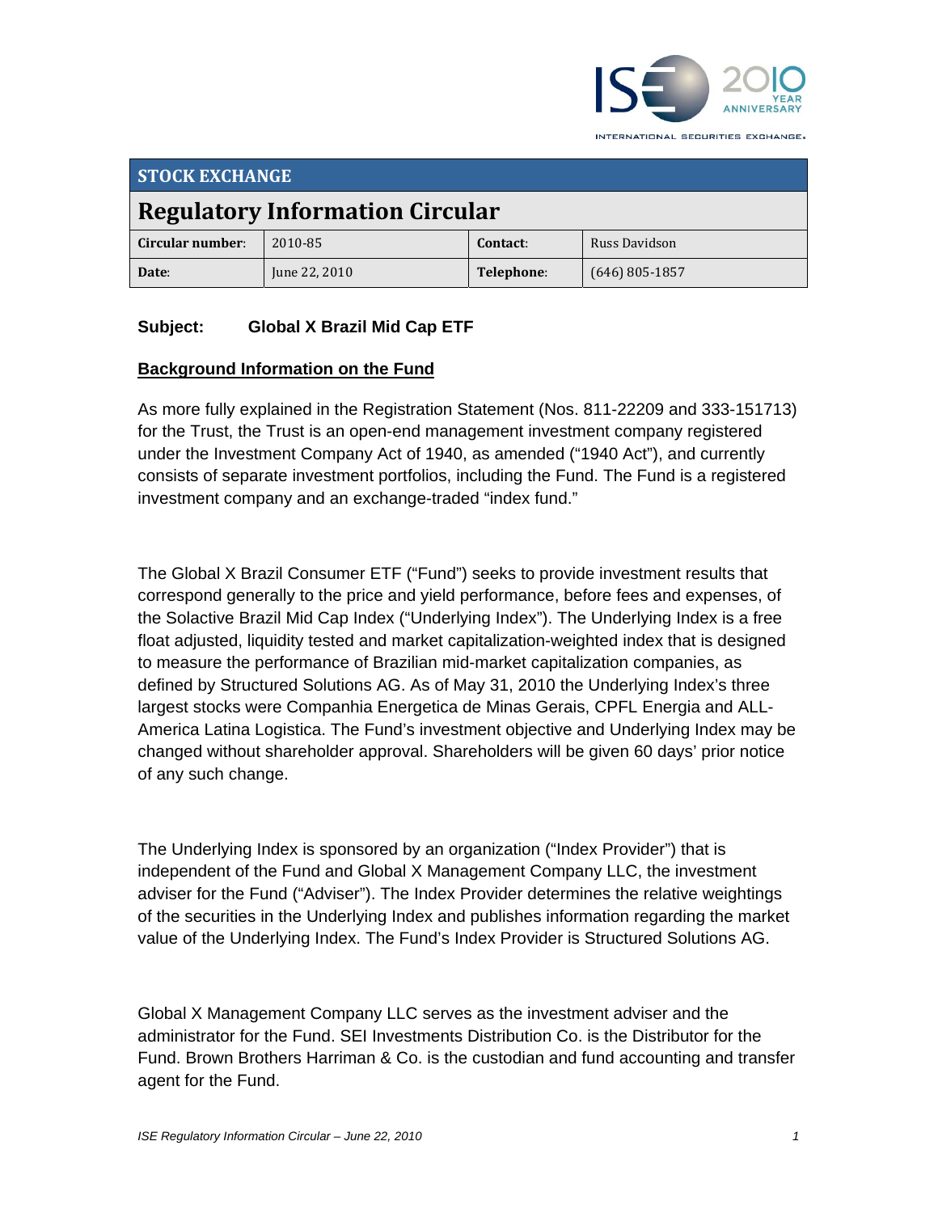INTERNATIONAL SECURITIES EXCHANGE.

## STOCK EXCHANGE

# Regulatory Information Circular

| Circular number: | 2010-85 | Contact: | Russ Davidson |
|---|---|---|---|
| Date: | June 22, 2010 | Telephone: | (646) 805-1857 |

**Subject: Global X Brazil Mid Cap ETF**

**Background Information on the Fund**

As more fully explained in the Registration Statement (Nos. 811-22209 and 333-151713) for the Trust, the Trust is an open-end management investment company registered under the Investment Company Act of 1940, as amended ("1940 Act"), and currently consists of separate investment portfolios, including the Fund. The Fund is a registered investment company and an exchange-traded "index fund."

The Global X Brazil Consumer ETF ("Fund") seeks to provide investment results that correspond generally to the price and yield performance, before fees and expenses, of the Solactive Brazil Mid Cap Index ("Underlying Index"). The Underlying Index is a free float adjusted, liquidity tested and market capitalization-weighted index that is designed to measure the performance of Brazilian mid-market capitalization companies, as defined by Structured Solutions AG. As of May 31, 2010 the Underlying Index's three largest stocks were Companhia Energetica de Minas Gerais, CPFL Energia and ALL-America Latina Logistica. The Fund's investment objective and Underlying Index may be changed without shareholder approval. Shareholders will be given 60 days' prior notice of any such change.

The Underlying Index is sponsored by an organization ("Index Provider") that is independent of the Fund and Global X Management Company LLC, the investment adviser for the Fund ("Adviser"). The Index Provider determines the relative weightings of the securities in the Underlying Index and publishes information regarding the market value of the Underlying Index. The Fund's Index Provider is Structured Solutions AG.

Global X Management Company LLC serves as the investment adviser and the administrator for the Fund. SEI Investments Distribution Co. is the Distributor for the Fund. Brown Brothers Harriman & Co. is the custodian and fund accounting and transfer agent for the Fund.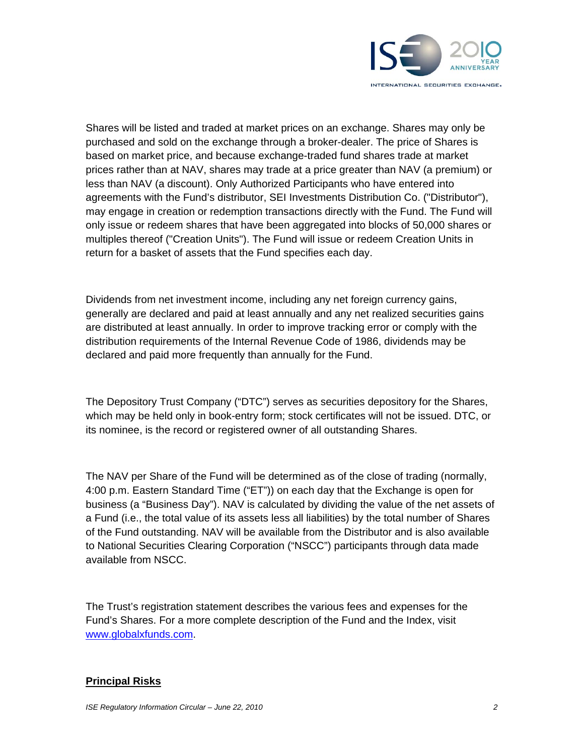Shares will be listed and traded at market prices on an exchange. Shares may only be purchased and sold on the exchange through a broker-dealer. The price of Shares is based on market price, and because exchange-traded fund shares trade at market prices rather than at NAV, shares may trade at a price greater than NAV (a premium) or less than NAV (a discount). Only Authorized Participants who have entered into agreements with the Fund's distributor, SEI Investments Distribution Co. ("Distributor"), may engage in creation or redemption transactions directly with the Fund. The Fund will only issue or redeem shares that have been aggregated into blocks of 50,000 shares or multiples thereof ("Creation Units"). The Fund will issue or redeem Creation Units in return for a basket of assets that the Fund specifies each day.

Dividends from net investment income, including any net foreign currency gains, generally are declared and paid at least annually and any net realized securities gains are distributed at least annually. In order to improve tracking error or comply with the distribution requirements of the Internal Revenue Code of 1986, dividends may be declared and paid more frequently than annually for the Fund.

The Depository Trust Company ("DTC") serves as securities depository for the Shares, which may be held only in book-entry form; stock certificates will not be issued. DTC, or its nominee, is the record or registered owner of all outstanding Shares.

The NAV per Share of the Fund will be determined as of the close of trading (normally, 4:00 p.m. Eastern Standard Time ("ET")) on each day that the Exchange is open for business (a "Business Day"). NAV is calculated by dividing the value of the net assets of a Fund (i.e., the total value of its assets less all liabilities) by the total number of Shares of the Fund outstanding. NAV will be available from the Distributor and is also available to National Securities Clearing Corporation ("NSCC") participants through data made available from NSCC.

The Trust's registration statement describes the various fees and expenses for the Fund's Shares. For a more complete description of the Fund and the Index, visit www.globalxfunds.com.

## Principal Risks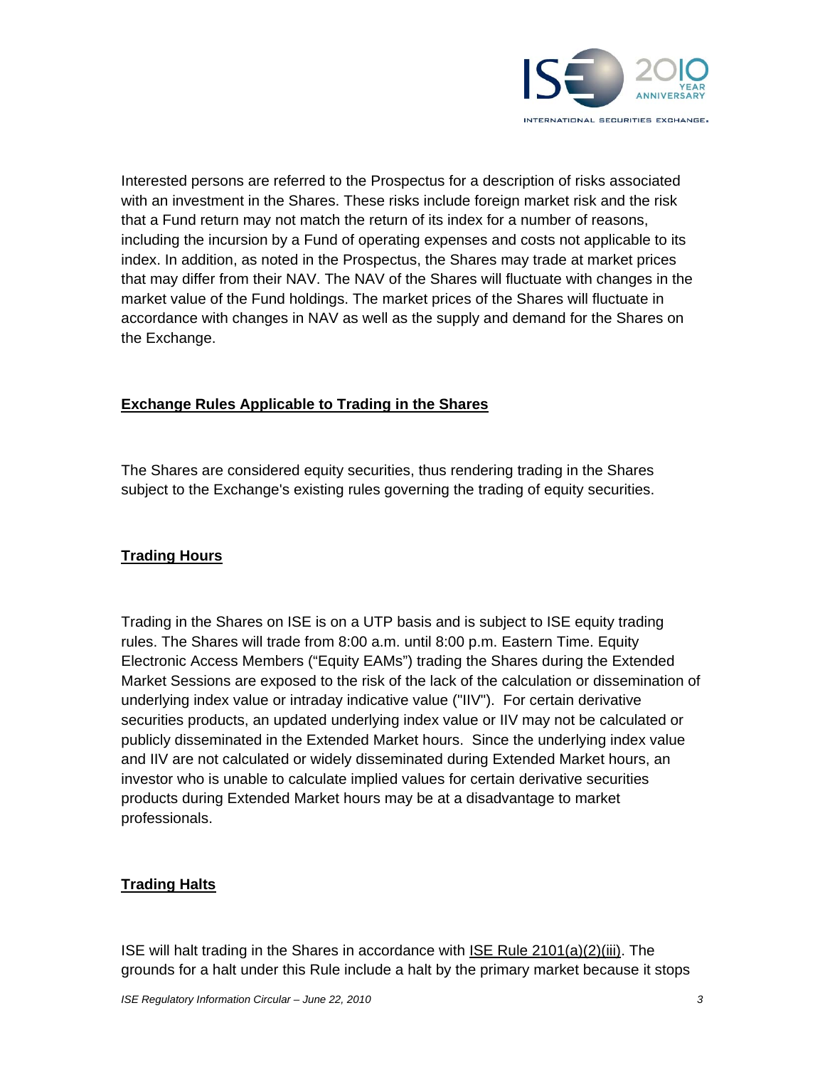Interested persons are referred to the Prospectus for a description of risks associated with an investment in the Shares. These risks include foreign market risk and the risk that a Fund return may not match the return of its index for a number of reasons, including the incursion by a Fund of operating expenses and costs not applicable to its index. In addition, as noted in the Prospectus, the Shares may trade at market prices that may differ from their NAV. The NAV of the Shares will fluctuate with changes in the market value of the Fund holdings. The market prices of the Shares will fluctuate in accordance with changes in NAV as well as the supply and demand for the Shares on the Exchange.

## Exchange Rules Applicable to Trading in the Shares

The Shares are considered equity securities, thus rendering trading in the Shares subject to the Exchange's existing rules governing the trading of equity securities.

## Trading Hours

Trading in the Shares on ISE is on a UTP basis and is subject to ISE equity trading rules. The Shares will trade from 8:00 a.m. until 8:00 p.m. Eastern Time. Equity Electronic Access Members ("Equity EAMs") trading the Shares during the Extended Market Sessions are exposed to the risk of the lack of the calculation or dissemination of underlying index value or intraday indicative value ("IIV"). For certain derivative securities products, an updated underlying index value or IIV may not be calculated or publicly disseminated in the Extended Market hours. Since the underlying index value and IIV are not calculated or widely disseminated during Extended Market hours, an investor who is unable to calculate implied values for certain derivative securities products during Extended Market hours may be at a disadvantage to market professionals.

## Trading Halts

ISE will halt trading in the Shares in accordance with ISE Rule 2101(a)(2)(iii). The grounds for a halt under this Rule include a halt by the primary market because it stops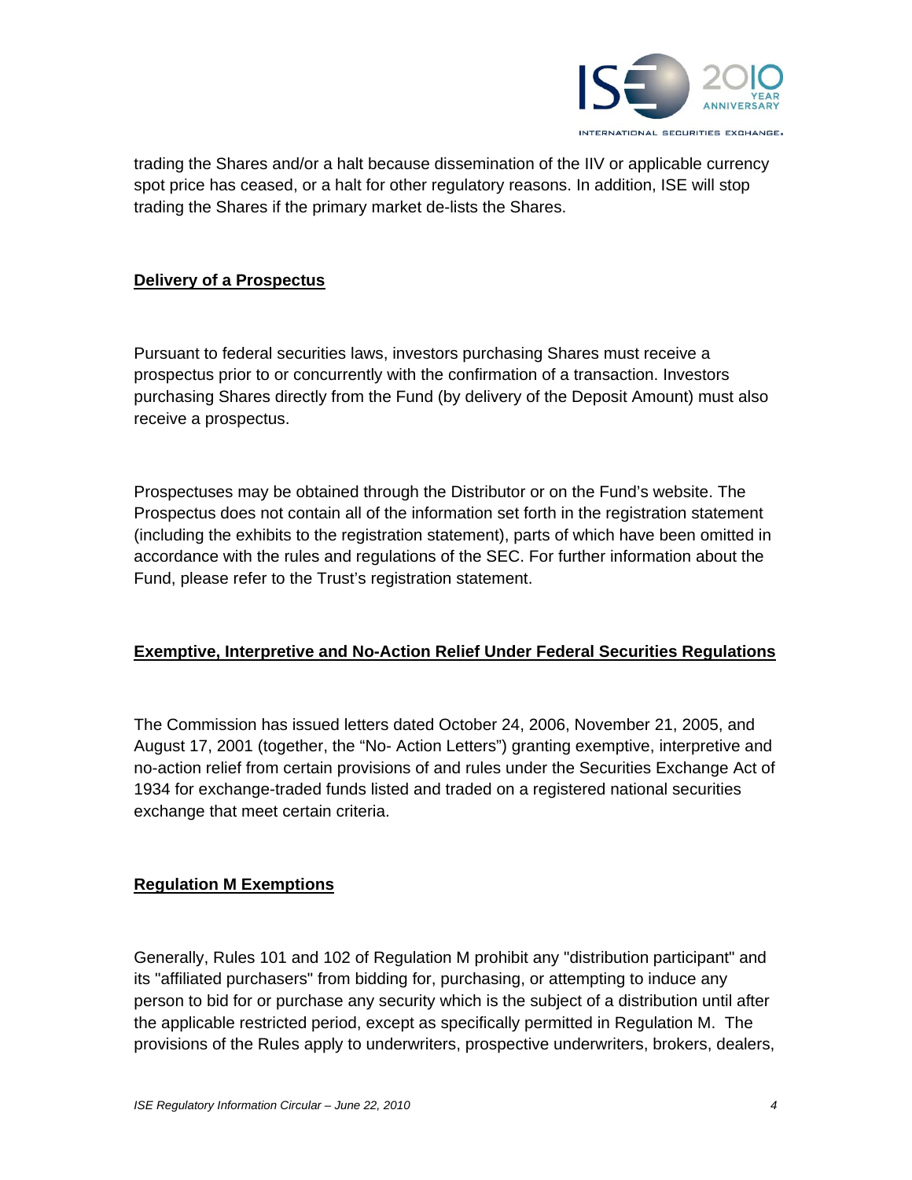trading the Shares and/or a halt because dissemination of the IIV or applicable currency spot price has ceased, or a halt for other regulatory reasons. In addition, ISE will stop trading the Shares if the primary market de-lists the Shares.

## Delivery of a Prospectus

Pursuant to federal securities laws, investors purchasing Shares must receive a prospectus prior to or concurrently with the confirmation of a transaction. Investors purchasing Shares directly from the Fund (by delivery of the Deposit Amount) must also receive a prospectus.

Prospectuses may be obtained through the Distributor or on the Fund's website. The Prospectus does not contain all of the information set forth in the registration statement (including the exhibits to the registration statement), parts of which have been omitted in accordance with the rules and regulations of the SEC. For further information about the Fund, please refer to the Trust's registration statement.

## Exemptive, Interpretive and No-Action Relief Under Federal Securities Regulations

The Commission has issued letters dated October 24, 2006, November 21, 2005, and August 17, 2001 (together, the "No- Action Letters") granting exemptive, interpretive and no-action relief from certain provisions of and rules under the Securities Exchange Act of 1934 for exchange-traded funds listed and traded on a registered national securities exchange that meet certain criteria.

## Regulation M Exemptions

Generally, Rules 101 and 102 of Regulation M prohibit any "distribution participant" and its "affiliated purchasers" from bidding for, purchasing, or attempting to induce any person to bid for or purchase any security which is the subject of a distribution until after the applicable restricted period, except as specifically permitted in Regulation M. The provisions of the Rules apply to underwriters, prospective underwriters, brokers, dealers,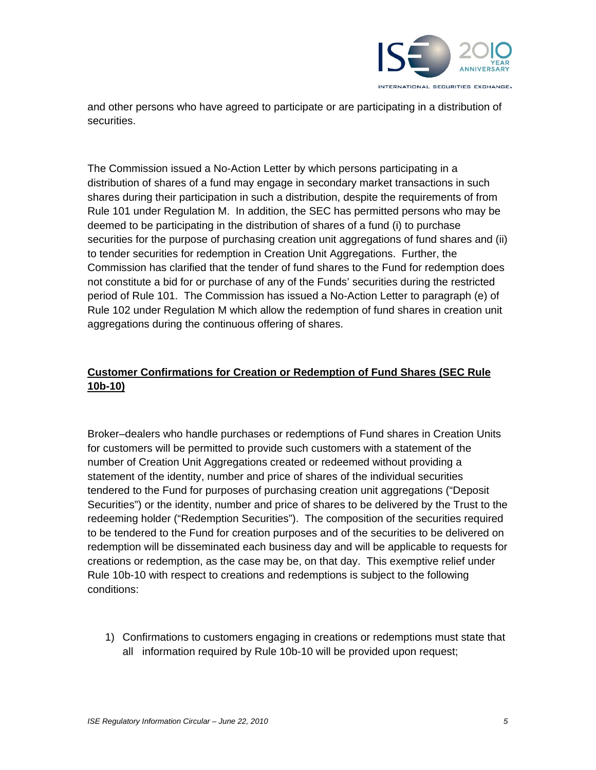and other persons who have agreed to participate or are participating in a distribution of securities.

The Commission issued a No-Action Letter by which persons participating in a distribution of shares of a fund may engage in secondary market transactions in such shares during their participation in such a distribution, despite the requirements of from Rule 101 under Regulation M. In addition, the SEC has permitted persons who may be deemed to be participating in the distribution of shares of a fund (i) to purchase securities for the purpose of purchasing creation unit aggregations of fund shares and (ii) to tender securities for redemption in Creation Unit Aggregations. Further, the Commission has clarified that the tender of fund shares to the Fund for redemption does not constitute a bid for or purchase of any of the Funds' securities during the restricted period of Rule 101. The Commission has issued a No-Action Letter to paragraph (e) of Rule 102 under Regulation M which allow the redemption of fund shares in creation unit aggregations during the continuous offering of shares.

**<u>Customer Confirmations for Creation or Redemption of Fund Shares (SEC Rule 10b-10)</u>**

Broker–dealers who handle purchases or redemptions of Fund shares in Creation Units for customers will be permitted to provide such customers with a statement of the number of Creation Unit Aggregations created or redeemed without providing a statement of the identity, number and price of shares of the individual securities tendered to the Fund for purposes of purchasing creation unit aggregations ("Deposit Securities") or the identity, number and price of shares to be delivered by the Trust to the redeeming holder ("Redemption Securities"). The composition of the securities required to be tendered to the Fund for creation purposes and of the securities to be delivered on redemption will be disseminated each business day and will be applicable to requests for creations or redemption, as the case may be, on that day. This exemptive relief under Rule 10b-10 with respect to creations and redemptions is subject to the following conditions:

1) Confirmations to customers engaging in creations or redemptions must state that all information required by Rule 10b-10 will be provided upon request;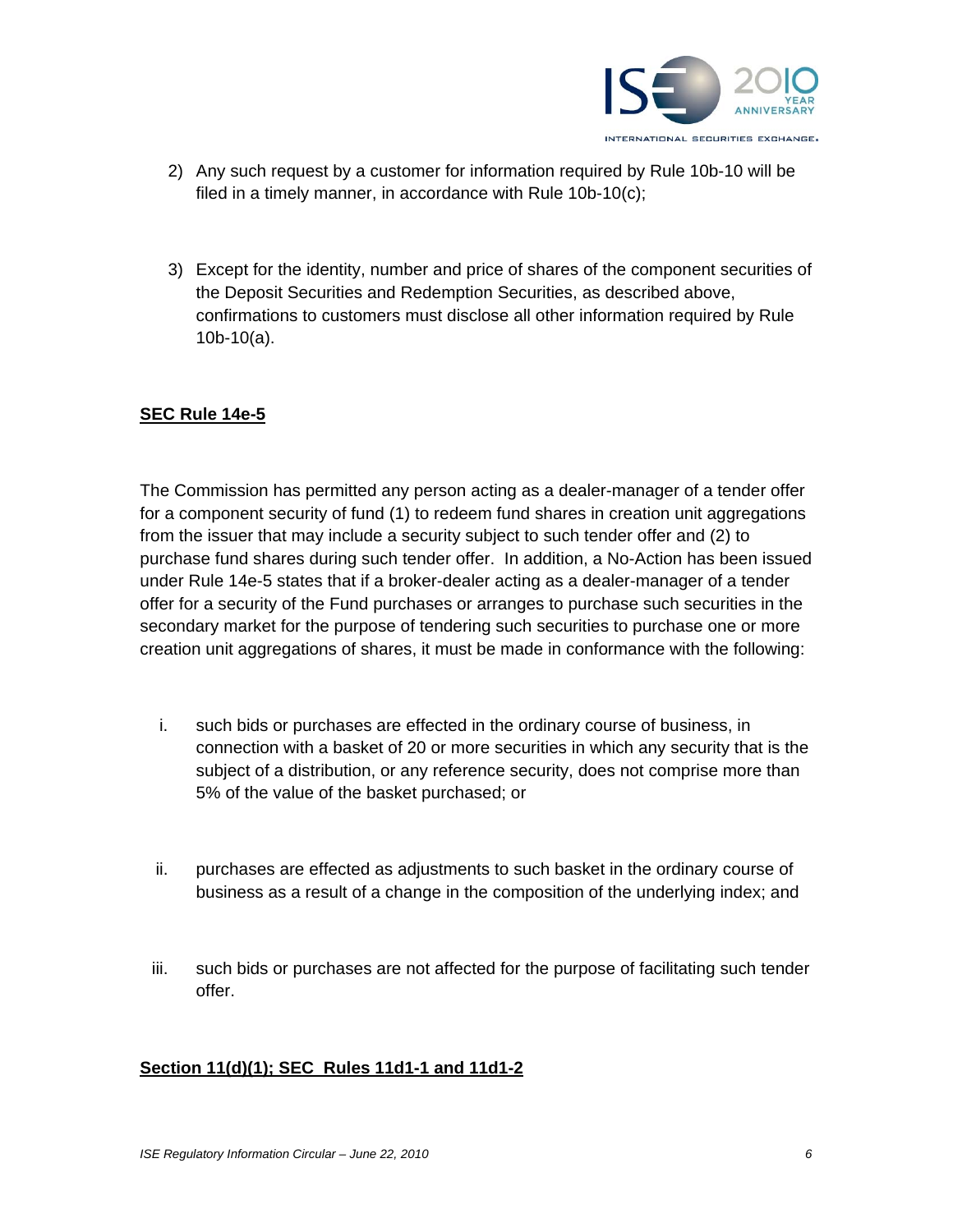2) Any such request by a customer for information required by Rule 10b-10 will be filed in a timely manner, in accordance with Rule 10b-10(c);

3) Except for the identity, number and price of shares of the component securities of the Deposit Securities and Redemption Securities, as described above, confirmations to customers must disclose all other information required by Rule 10b-10(a).

**SEC Rule 14e-5**

The Commission has permitted any person acting as a dealer-manager of a tender offer for a component security of fund (1) to redeem fund shares in creation unit aggregations from the issuer that may include a security subject to such tender offer and (2) to purchase fund shares during such tender offer. In addition, a No-Action has been issued under Rule 14e-5 states that if a broker-dealer acting as a dealer-manager of a tender offer for a security of the Fund purchases or arranges to purchase such securities in the secondary market for the purpose of tendering such securities to purchase one or more creation unit aggregations of shares, it must be made in conformance with the following:

i. such bids or purchases are effected in the ordinary course of business, in connection with a basket of 20 or more securities in which any security that is the subject of a distribution, or any reference security, does not comprise more than 5% of the value of the basket purchased; or

ii. purchases are effected as adjustments to such basket in the ordinary course of business as a result of a change in the composition of the underlying index; and

iii. such bids or purchases are not affected for the purpose of facilitating such tender offer.

**Section 11(d)(1); SEC Rules 11d1-1 and 11d1-2**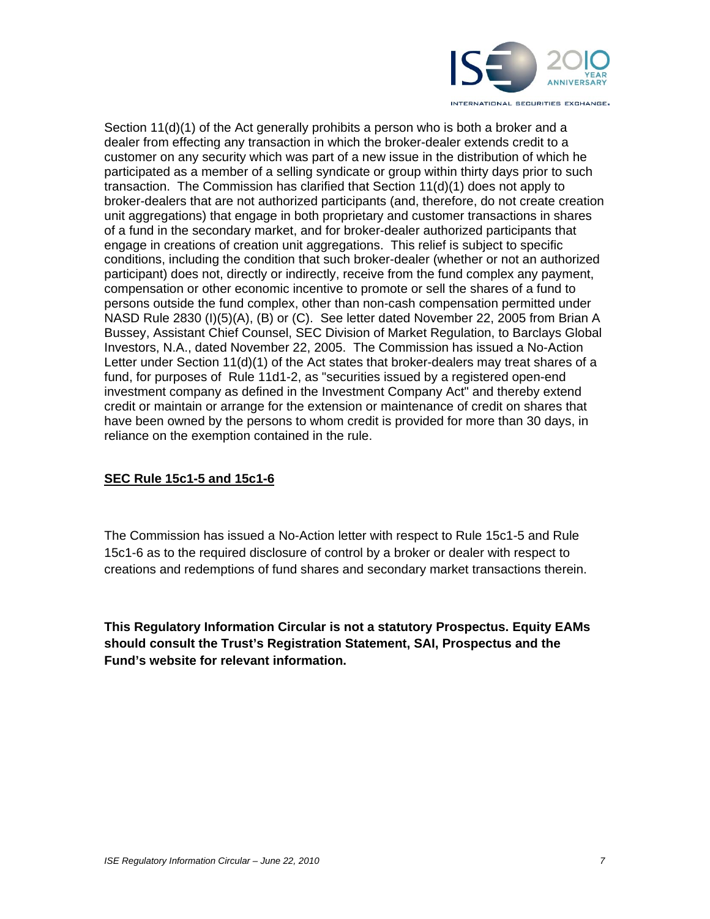Section 11(d)(1) of the Act generally prohibits a person who is both a broker and a dealer from effecting any transaction in which the broker-dealer extends credit to a customer on any security which was part of a new issue in the distribution of which he participated as a member of a selling syndicate or group within thirty days prior to such transaction. The Commission has clarified that Section 11(d)(1) does not apply to broker-dealers that are not authorized participants (and, therefore, do not create creation unit aggregations) that engage in both proprietary and customer transactions in shares of a fund in the secondary market, and for broker-dealer authorized participants that engage in creations of creation unit aggregations. This relief is subject to specific conditions, including the condition that such broker-dealer (whether or not an authorized participant) does not, directly or indirectly, receive from the fund complex any payment, compensation or other economic incentive to promote or sell the shares of a fund to persons outside the fund complex, other than non-cash compensation permitted under NASD Rule 2830 (I)(5)(A), (B) or (C). See letter dated November 22, 2005 from Brian A Bussey, Assistant Chief Counsel, SEC Division of Market Regulation, to Barclays Global Investors, N.A., dated November 22, 2005. The Commission has issued a No-Action Letter under Section 11(d)(1) of the Act states that broker-dealers may treat shares of a fund, for purposes of Rule 11d1-2, as "securities issued by a registered open-end investment company as defined in the Investment Company Act" and thereby extend credit or maintain or arrange for the extension or maintenance of credit on shares that have been owned by the persons to whom credit is provided for more than 30 days, in reliance on the exemption contained in the rule.

**SEC Rule 15c1-5 and 15c1-6**

The Commission has issued a No-Action letter with respect to Rule 15c1-5 and Rule 15c1-6 as to the required disclosure of control by a broker or dealer with respect to creations and redemptions of fund shares and secondary market transactions therein.

**This Regulatory Information Circular is not a statutory Prospectus. Equity EAMs should consult the Trust's Registration Statement, SAI, Prospectus and the Fund's website for relevant information.**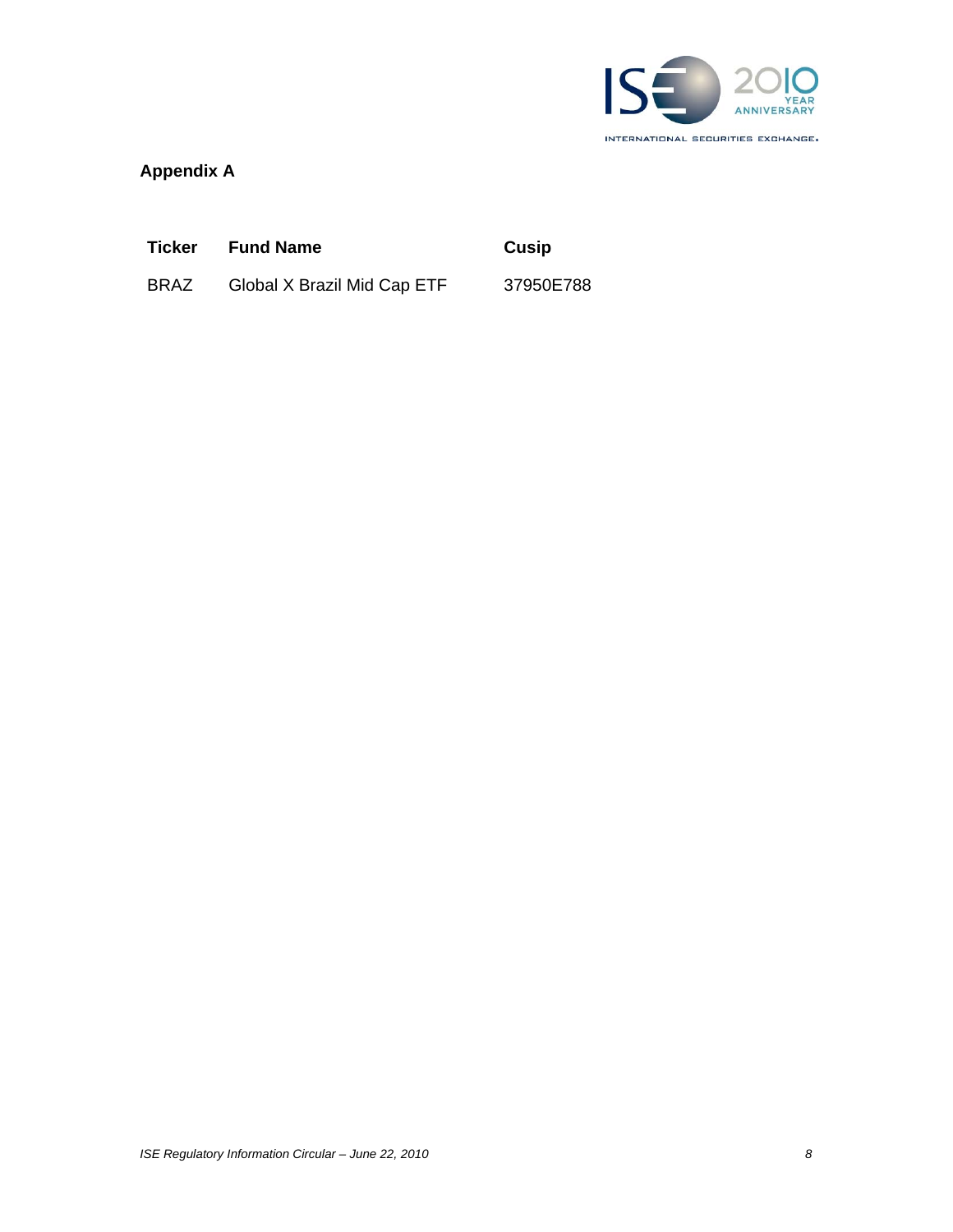## Appendix A

| Ticker | Fund Name | Cusip |
|---|---|---|
| BRAZ | Global X Brazil Mid Cap ETF | 37950E788 |